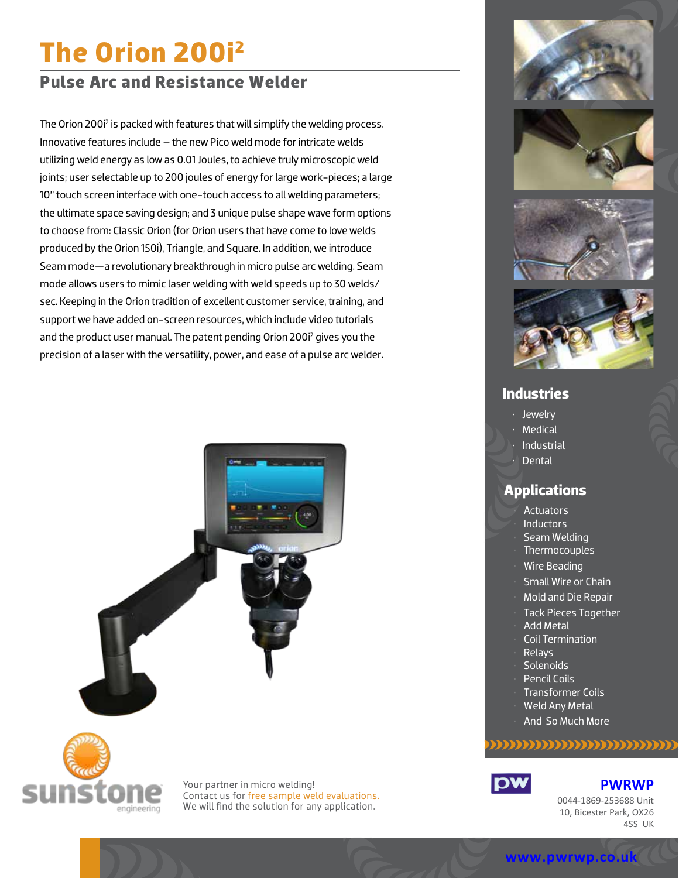# The Orion 200i²

## Pulse Arc and Resistance Welder

The Orion 200i² is packed with features that will simplify the welding process. Innovative features include – the new Pico weld mode for intricate welds utilizing weld energy as low as 0.01 Joules, to achieve truly microscopic weld joints; user selectable up to 200 joules of energy for large work-pieces; a large 10" touch screen interface with one-touch access to all welding parameters; the ultimate space saving design; and 3 unique pulse shape wave form options to choose from: Classic Orion (for Orion users that have come to love welds produced by the Orion 150i), Triangle, and Square. In addition, we introduce Seam mode—a revolutionary breakthrough in micro pulse arc welding. Seam mode allows users to mimic laser welding with weld speeds up to 30 welds/sec. Keeping in the Orion tradition of excellent customer service, training, and support we have added on-screen resources, which include video tutorials and the product user manual. The patent pending Orion 200i² gives you the precision of a laser with the versatility, power, and ease of a pulse arc welder.

## Industries

- Jewelry
- Medical
- Industrial
- Dental

## Applications

- Actuators
- Inductors
- Seam Welding
- Thermocouples
- Wire Beading
- Small Wire or Chain
- Mold and Die Repair
- Tack Pieces Together
- Add Metal
- Coil Termination
- Relays
- Solenoids
- Pencil Coils
- Transformer Coils
- Weld Any Metal
- And So Much More

sunstone engineering

Your partner in micro welding!
Contact us for free sample weld evaluations.
We will find the solution for any application.

**PWRWP**

0044-1869-253688 Unit 10, Bicester Park, OX26 4SS UK

www.pwrwp.co.uk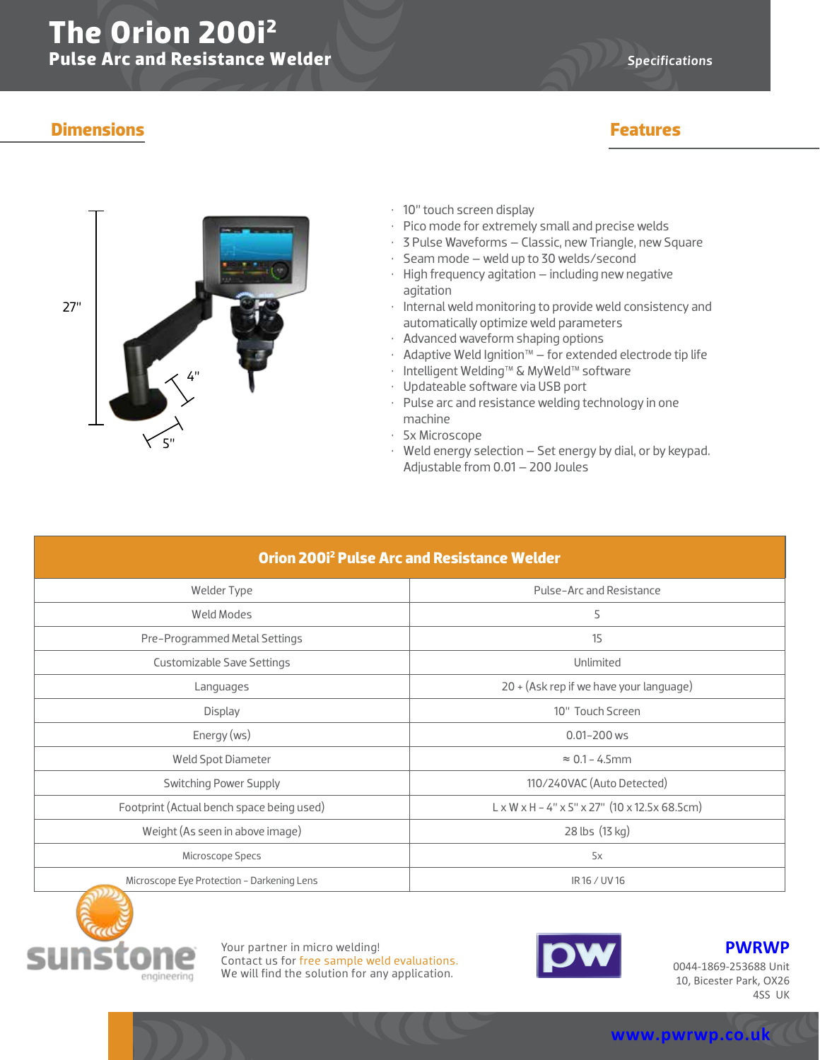# The Orion 200i²

## Pulse Arc and Resistance Welder

*Specifications*

## Dimensions

27"

4"

5"

## Features

- 10" touch screen display
- Pico mode for extremely small and precise welds
- 3 Pulse Waveforms – Classic, new Triangle, new Square
- Seam mode – weld up to 30 welds/second
- High frequency agitation – including new negative agitation
- Internal weld monitoring to provide weld consistency and automatically optimize weld parameters
- Advanced waveform shaping options
- Adaptive Weld Ignition™ – for extended electrode tip life
- Intelligent Welding™ & MyWeld™ software
- Updateable software via USB port
- Pulse arc and resistance welding technology in one machine
- 5x Microscope
- Weld energy selection – Set energy by dial, or by keypad. Adjustable from 0.01 – 200 Joules

| Orion 200i² Pulse Arc and Resistance Welder | |
|---|---|
| Welder Type | Pulse-Arc and Resistance |
| Weld Modes | 5 |
| Pre-Programmed Metal Settings | 15 |
| Customizable Save Settings | Unlimited |
| Languages | 20 + (Ask rep if we have your language) |
| Display | 10" Touch Screen |
| Energy (ws) | 0.01-200 ws |
| Weld Spot Diameter | ≈ 0.1 - 4.5mm |
| Switching Power Supply | 110/240VAC (Auto Detected) |
| Footprint (Actual bench space being used) | L x W x H - 4" x 5" x 27" (10 x 12.5x 68.5cm) |
| Weight (As seen in above image) | 28 lbs (13 kg) |
| Microscope Specs | 5x |
| Microscope Eye Protection - Darkening Lens | IR 16 / UV 16 |

sunstone engineering

Your partner in micro welding!
Contact us for free sample weld evaluations.
We will find the solution for any application.

**PWRWP**

0044-1869-253688 Unit 10, Bicester Park, OX26 4SS UK

www.pwrwp.co.uk